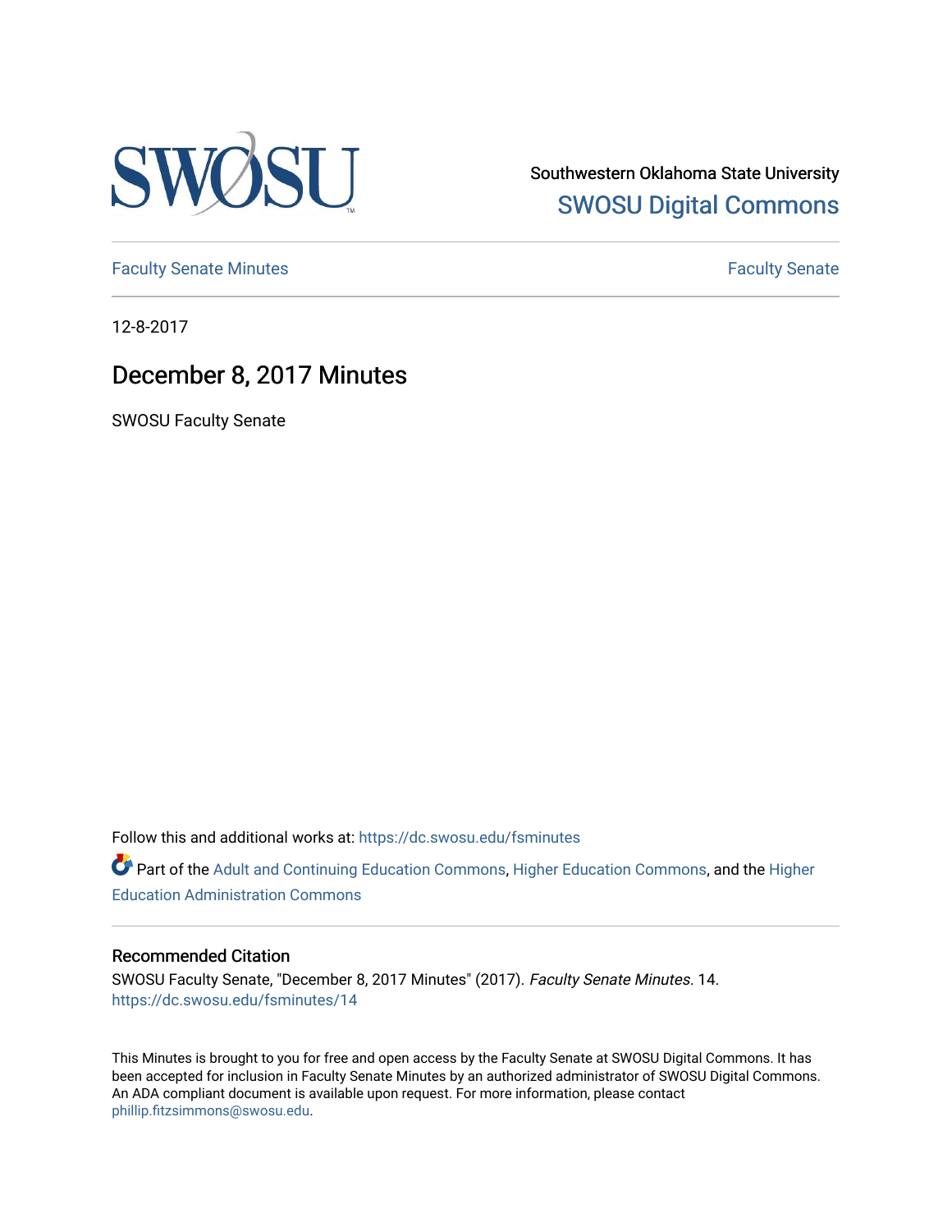Southwestern Oklahoma State University

SWOSU Digital Commons

Faculty Senate Minutes

Faculty Senate

12-8-2017

# December 8, 2017 Minutes

SWOSU Faculty Senate

Follow this and additional works at: https://dc.swosu.edu/fsminutes

Part of the Adult and Continuing Education Commons, Higher Education Commons, and the Higher Education Administration Commons

## Recommended Citation

SWOSU Faculty Senate, "December 8, 2017 Minutes" (2017). *Faculty Senate Minutes*. 14.
https://dc.swosu.edu/fsminutes/14

This Minutes is brought to you for free and open access by the Faculty Senate at SWOSU Digital Commons. It has been accepted for inclusion in Faculty Senate Minutes by an authorized administrator of SWOSU Digital Commons. An ADA compliant document is available upon request. For more information, please contact phillip.fitzsimmons@swosu.edu.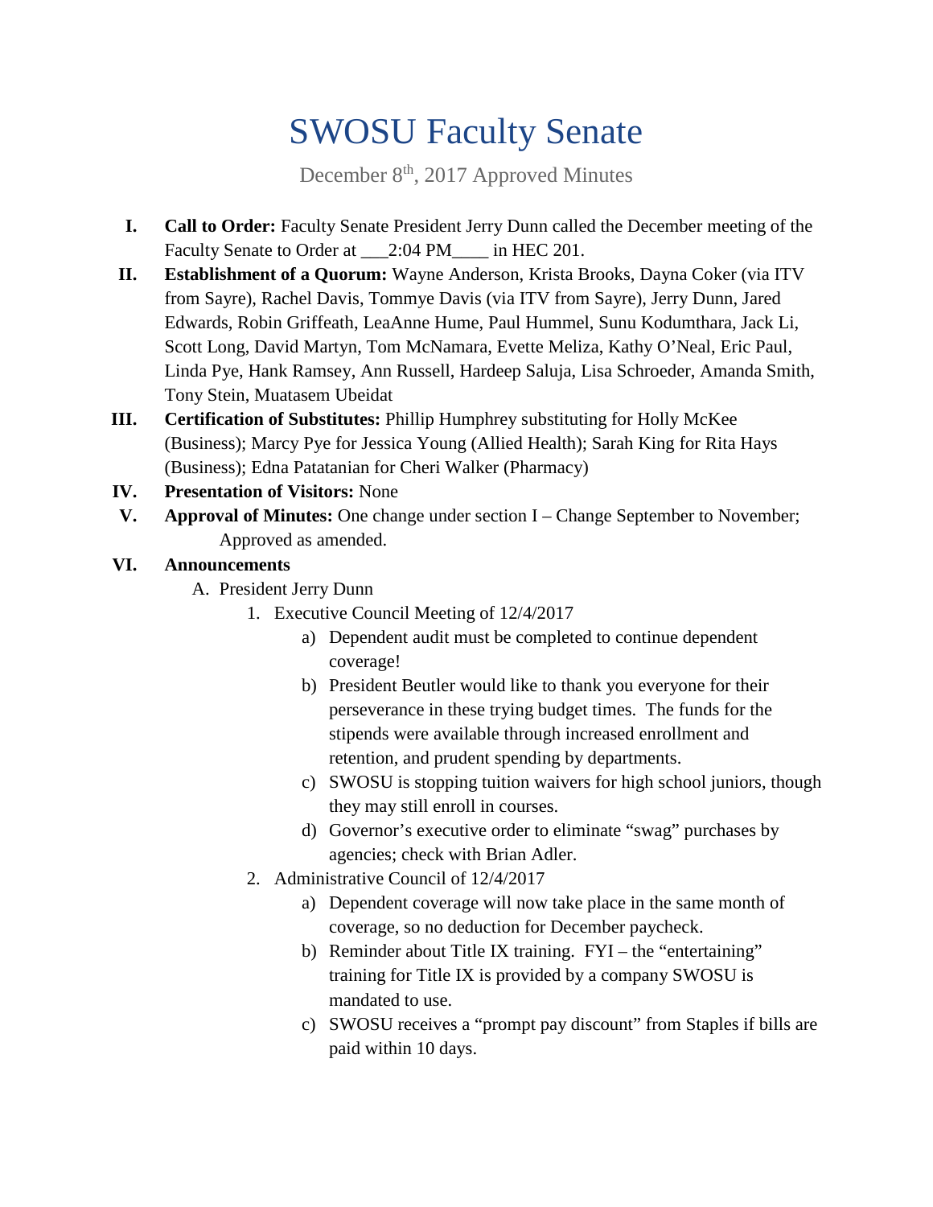# SWOSU Faculty Senate

December 8th, 2017 Approved Minutes

I. **Call to Order:** Faculty Senate President Jerry Dunn called the December meeting of the Faculty Senate to Order at \_\_\_2:04 PM\_\_\_\_ in HEC 201.

II. **Establishment of a Quorum:** Wayne Anderson, Krista Brooks, Dayna Coker (via ITV from Sayre), Rachel Davis, Tommye Davis (via ITV from Sayre), Jerry Dunn, Jared Edwards, Robin Griffeath, LeaAnne Hume, Paul Hummel, Sunu Kodumthara, Jack Li, Scott Long, David Martyn, Tom McNamara, Evette Meliza, Kathy O'Neal, Eric Paul, Linda Pye, Hank Ramsey, Ann Russell, Hardeep Saluja, Lisa Schroeder, Amanda Smith, Tony Stein, Muatasem Ubeidat

III. **Certification of Substitutes:** Phillip Humphrey substituting for Holly McKee (Business); Marcy Pye for Jessica Young (Allied Health); Sarah King for Rita Hays (Business); Edna Patatanian for Cheri Walker (Pharmacy)

IV. **Presentation of Visitors:** None

V. **Approval of Minutes:** One change under section I – Change September to November; Approved as amended.

VI. **Announcements**

A. President Jerry Dunn

1. Executive Council Meeting of 12/4/2017
   a) Dependent audit must be completed to continue dependent coverage!
   b) President Beutler would like to thank you everyone for their perseverance in these trying budget times. The funds for the stipends were available through increased enrollment and retention, and prudent spending by departments.
   c) SWOSU is stopping tuition waivers for high school juniors, though they may still enroll in courses.
   d) Governor's executive order to eliminate "swag" purchases by agencies; check with Brian Adler.
2. Administrative Council of 12/4/2017
   a) Dependent coverage will now take place in the same month of coverage, so no deduction for December paycheck.
   b) Reminder about Title IX training. FYI – the "entertaining" training for Title IX is provided by a company SWOSU is mandated to use.
   c) SWOSU receives a "prompt pay discount" from Staples if bills are paid within 10 days.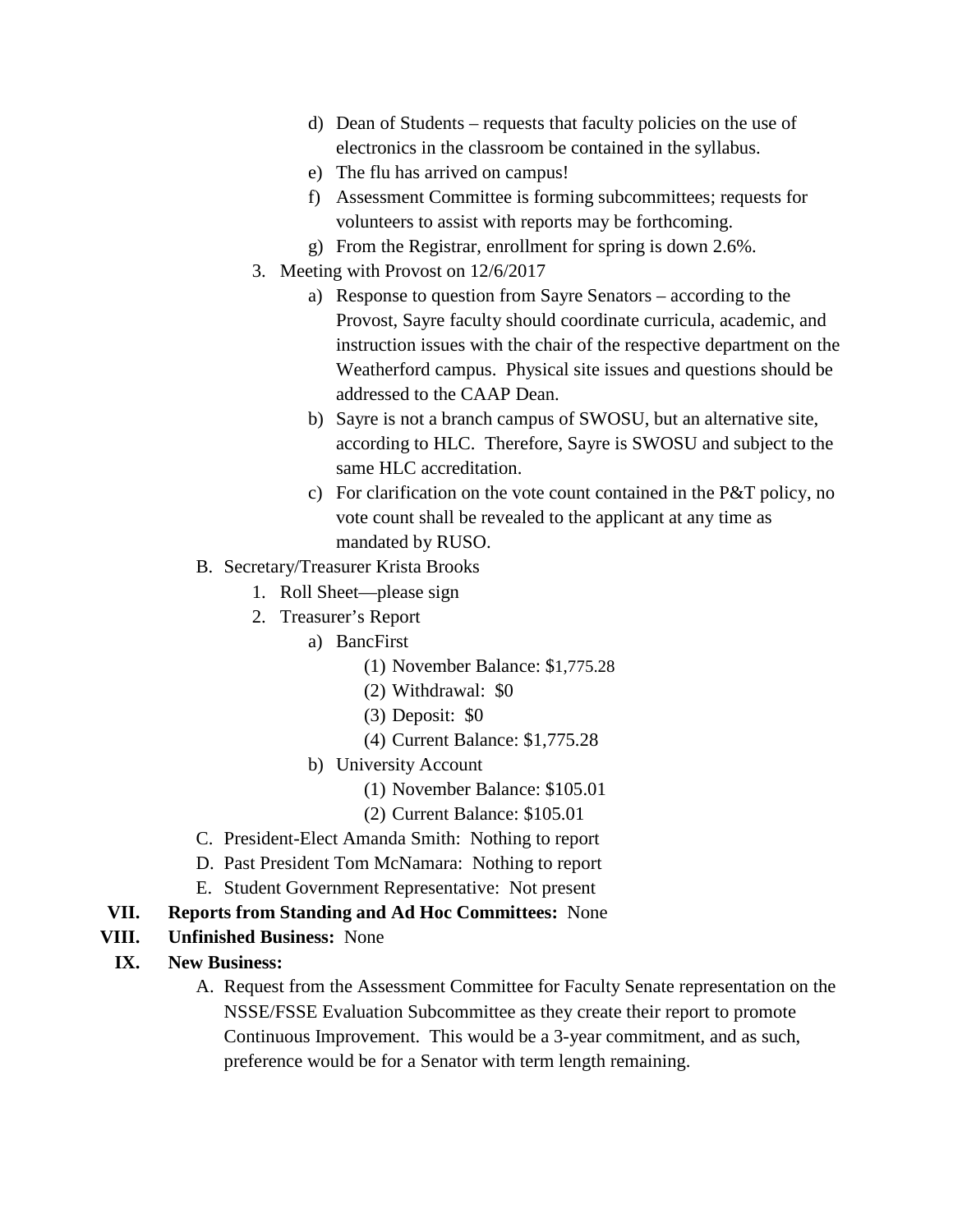- d) Dean of Students – requests that faculty policies on the use of electronics in the classroom be contained in the syllabus.
   - e) The flu has arrived on campus!
   - f) Assessment Committee is forming subcommittees; requests for volunteers to assist with reports may be forthcoming.
   - g) From the Registrar, enrollment for spring is down 2.6%.
3. Meeting with Provost on 12/6/2017
   - a) Response to question from Sayre Senators – according to the Provost, Sayre faculty should coordinate curricula, academic, and instruction issues with the chair of the respective department on the Weatherford campus. Physical site issues and questions should be addressed to the CAAP Dean.
   - b) Sayre is not a branch campus of SWOSU, but an alternative site, according to HLC. Therefore, Sayre is SWOSU and subject to the same HLC accreditation.
   - c) For clarification on the vote count contained in the P&T policy, no vote count shall be revealed to the applicant at any time as mandated by RUSO.

B. Secretary/Treasurer Krista Brooks
1. Roll Sheet—please sign
2. Treasurer's Report
   - a) BancFirst
     - (1) November Balance: $1,775.28
     - (2) Withdrawal: $0
     - (3) Deposit: $0
     - (4) Current Balance: $1,775.28
   - b) University Account
     - (1) November Balance: $105.01
     - (2) Current Balance: $105.01

C. President-Elect Amanda Smith: Nothing to report

D. Past President Tom McNamara: Nothing to report

E. Student Government Representative: Not present

**VII. Reports from Standing and Ad Hoc Committees:** None

**VIII. Unfinished Business:** None

**IX. New Business:**

A. Request from the Assessment Committee for Faculty Senate representation on the NSSE/FSSE Evaluation Subcommittee as they create their report to promote Continuous Improvement. This would be a 3-year commitment, and as such, preference would be for a Senator with term length remaining.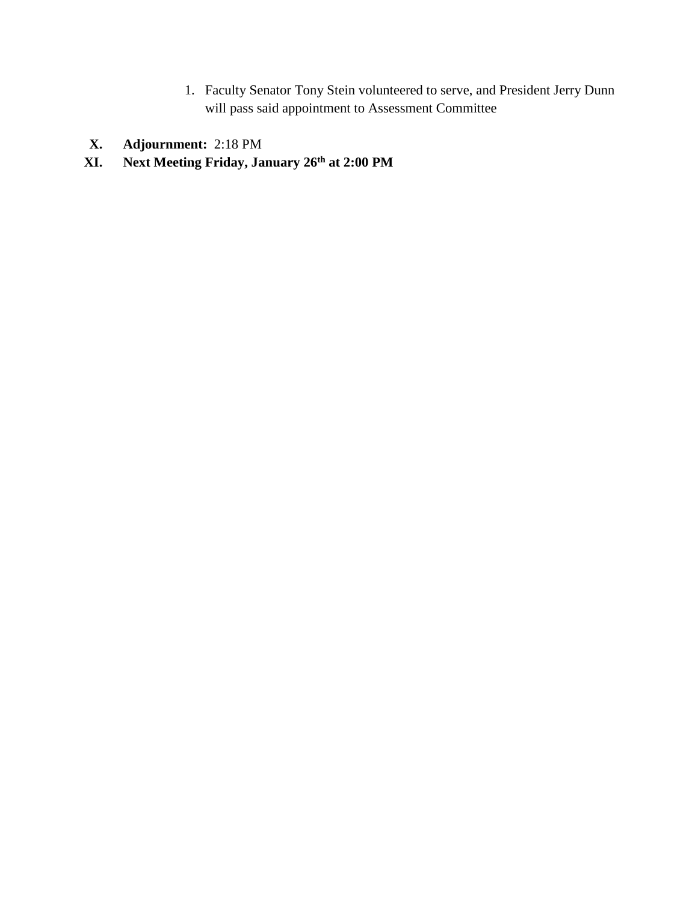1. Faculty Senator Tony Stein volunteered to serve, and President Jerry Dunn will pass said appointment to Assessment Committee

X. **Adjournment:** 2:18 PM

XI. **Next Meeting Friday, January 26th at 2:00 PM**